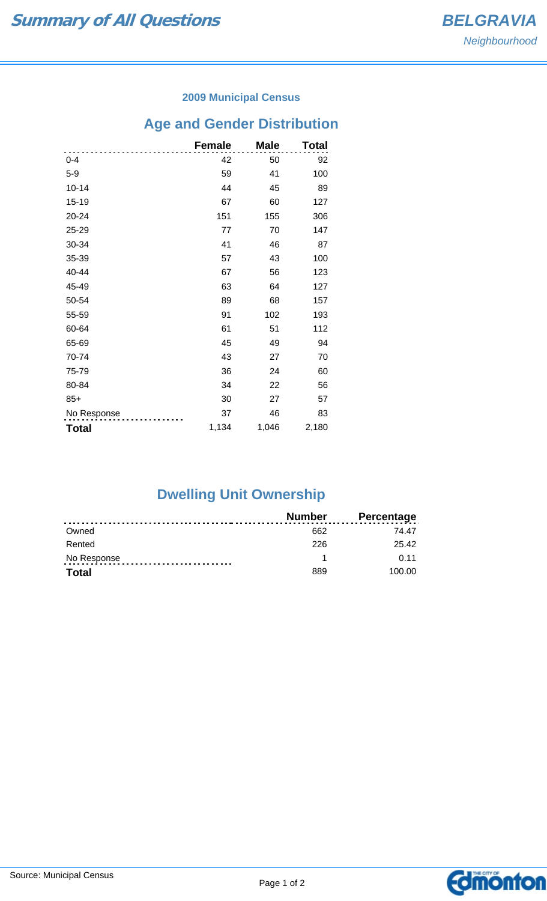# Summary of All Questions

**BELGRAVIA**
*Neighbourhood*

### 2009 Municipal Census

## Age and Gender Distribution

| | Female | Male | Total |
|---|---|---|---|
| 0-4 | 42 | 50 | 92 |
| 5-9 | 59 | 41 | 100 |
| 10-14 | 44 | 45 | 89 |
| 15-19 | 67 | 60 | 127 |
| 20-24 | 151 | 155 | 306 |
| 25-29 | 77 | 70 | 147 |
| 30-34 | 41 | 46 | 87 |
| 35-39 | 57 | 43 | 100 |
| 40-44 | 67 | 56 | 123 |
| 45-49 | 63 | 64 | 127 |
| 50-54 | 89 | 68 | 157 |
| 55-59 | 91 | 102 | 193 |
| 60-64 | 61 | 51 | 112 |
| 65-69 | 45 | 49 | 94 |
| 70-74 | 43 | 27 | 70 |
| 75-79 | 36 | 24 | 60 |
| 80-84 | 34 | 22 | 56 |
| 85+ | 30 | 27 | 57 |
| No Response | 37 | 46 | 83 |
| **Total** | 1,134 | 1,046 | 2,180 |

## Dwelling Unit Ownership

| | Number | Percentage |
|---|---|---|
| Owned | 662 | 74.47 |
| Rented | 226 | 25.42 |
| No Response | 1 | 0.11 |
| **Total** | 889 | 100.00 |

Source: Municipal Census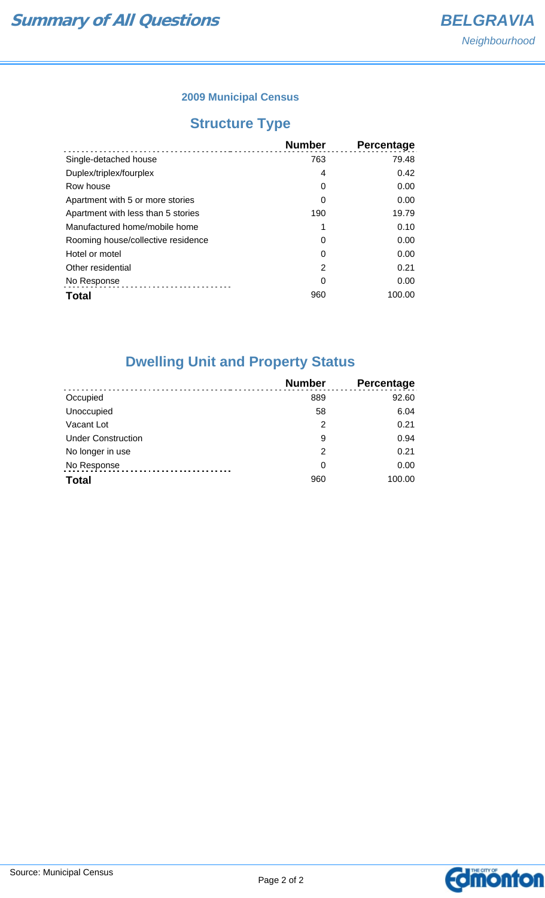# Summary of All Questions

**BELGRAVIA**
*Neighbourhood*

### 2009 Municipal Census

## Structure Type

| | Number | Percentage |
|---|---|---|
| Single-detached house | 763 | 79.48 |
| Duplex/triplex/fourplex | 4 | 0.42 |
| Row house | 0 | 0.00 |
| Apartment with 5 or more stories | 0 | 0.00 |
| Apartment with less than 5 stories | 190 | 19.79 |
| Manufactured home/mobile home | 1 | 0.10 |
| Rooming house/collective residence | 0 | 0.00 |
| Hotel or motel | 0 | 0.00 |
| Other residential | 2 | 0.21 |
| No Response | 0 | 0.00 |
| **Total** | 960 | 100.00 |

## Dwelling Unit and Property Status

| | Number | Percentage |
|---|---|---|
| Occupied | 889 | 92.60 |
| Unoccupied | 58 | 6.04 |
| Vacant Lot | 2 | 0.21 |
| Under Construction | 9 | 0.94 |
| No longer in use | 2 | 0.21 |
| No Response | 0 | 0.00 |
| **Total** | 960 | 100.00 |

Source: Municipal Census